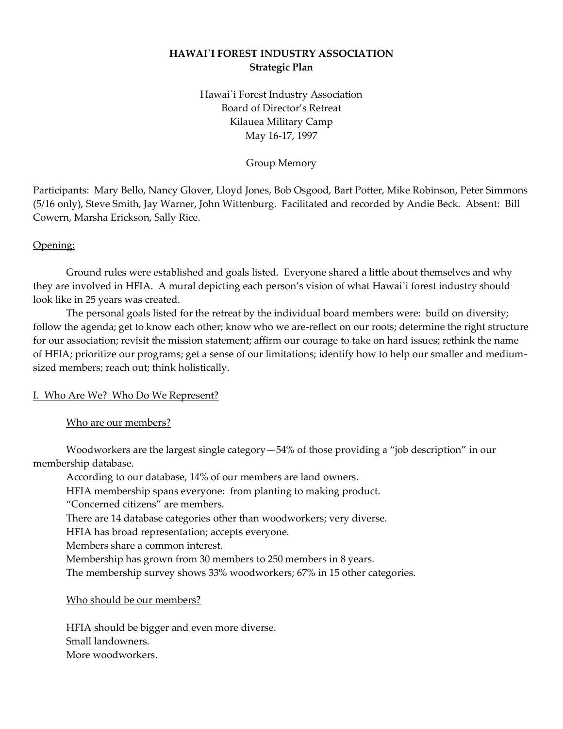# HAWAI`I FOREST INDUSTRY ASSOCIATION
## Strategic Plan

Hawai`i Forest Industry Association
Board of Director's Retreat
Kilauea Military Camp
May 16-17, 1997

Group Memory

Participants: Mary Bello, Nancy Glover, Lloyd Jones, Bob Osgood, Bart Potter, Mike Robinson, Peter Simmons (5/16 only), Steve Smith, Jay Warner, John Wittenburg. Facilitated and recorded by Andie Beck. Absent: Bill Cowern, Marsha Erickson, Sally Rice.

### Opening:

Ground rules were established and goals listed. Everyone shared a little about themselves and why they are involved in HFIA. A mural depicting each person's vision of what Hawai`i forest industry should look like in 25 years was created.

The personal goals listed for the retreat by the individual board members were: build on diversity; follow the agenda; get to know each other; know who we are-reflect on our roots; determine the right structure for our association; revisit the mission statement; affirm our courage to take on hard issues; rethink the name of HFIA; prioritize our programs; get a sense of our limitations; identify how to help our smaller and medium-sized members; reach out; think holistically.

### I. Who Are We? Who Do We Represent?

#### Who are our members?

Woodworkers are the largest single category—54% of those providing a "job description" in our membership database.

According to our database, 14% of our members are land owners.

HFIA membership spans everyone: from planting to making product.

"Concerned citizens" are members.

There are 14 database categories other than woodworkers; very diverse.

HFIA has broad representation; accepts everyone.

Members share a common interest.

Membership has grown from 30 members to 250 members in 8 years.

The membership survey shows 33% woodworkers; 67% in 15 other categories.

#### Who should be our members?

HFIA should be bigger and even more diverse.

Small landowners.

More woodworkers.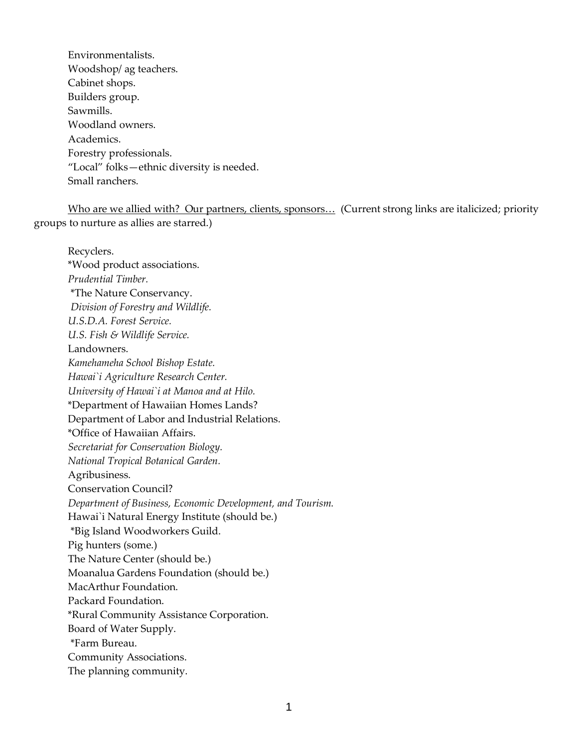Environmentalists.
Woodshop/ ag teachers.
Cabinet shops.
Builders group.
Sawmills.
Woodland owners.
Academics.
Forestry professionals.
“Local” folks—ethnic diversity is needed.
Small ranchers.

<u>Who are we allied with? Our partners, clients, sponsors…</u> (Current strong links are italicized; priority groups to nurture as allies are starred.)

Recyclers.
*Wood product associations.
*Prudential Timber.*
*The Nature Conservancy.
*Division of Forestry and Wildlife.*
*U.S.D.A. Forest Service.*
*U.S. Fish & Wildlife Service.*
Landowners.
*Kamehameha School Bishop Estate.*
*Hawai`i Agriculture Research Center.*
*University of Hawai`i at Manoa and at Hilo.*
*Department of Hawaiian Homes Lands?
Department of Labor and Industrial Relations.
*Office of Hawaiian Affairs.
*Secretariat for Conservation Biology.*
*National Tropical Botanical Garden.*
Agribusiness.
Conservation Council?
*Department of Business, Economic Development, and Tourism.*
Hawai`i Natural Energy Institute (should be.)
*Big Island Woodworkers Guild.
Pig hunters (some.)
The Nature Center (should be.)
Moanalua Gardens Foundation (should be.)
MacArthur Foundation.
Packard Foundation.
*Rural Community Assistance Corporation.
Board of Water Supply.
*Farm Bureau.
Community Associations.
The planning community.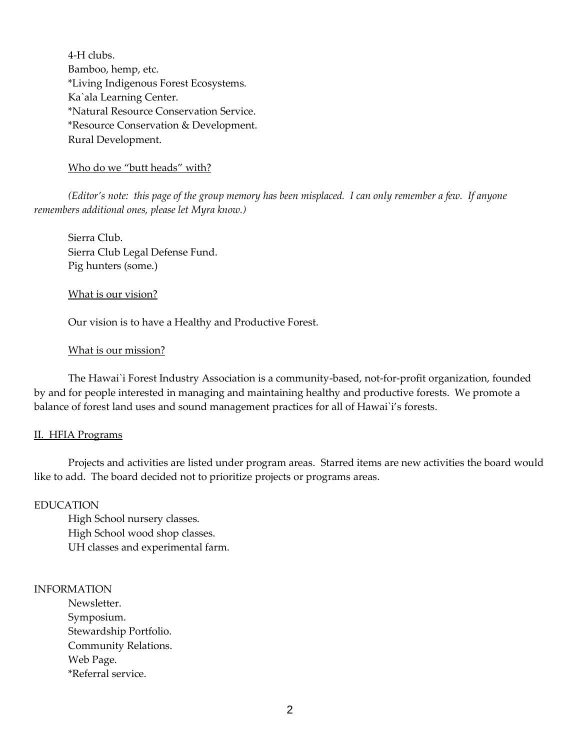4-H clubs.
Bamboo, hemp, etc.
*Living Indigenous Forest Ecosystems.
Ka`ala Learning Center.
*Natural Resource Conservation Service.
*Resource Conservation & Development.
Rural Development.

Who do we "butt heads" with?

*(Editor's note: this page of the group memory has been misplaced. I can only remember a few. If anyone remembers additional ones, please let Myra know.)*

Sierra Club.
Sierra Club Legal Defense Fund.
Pig hunters (some.)

What is our vision?

Our vision is to have a Healthy and Productive Forest.

What is our mission?

The Hawai`i Forest Industry Association is a community-based, not-for-profit organization, founded by and for people interested in managing and maintaining healthy and productive forests. We promote a balance of forest land uses and sound management practices for all of Hawai`i's forests.

## II. HFIA Programs

Projects and activities are listed under program areas. Starred items are new activities the board would like to add. The board decided not to prioritize projects or programs areas.

EDUCATION

High School nursery classes.
High School wood shop classes.
UH classes and experimental farm.

INFORMATION

Newsletter.
Symposium.
Stewardship Portfolio.
Community Relations.
Web Page.
*Referral service.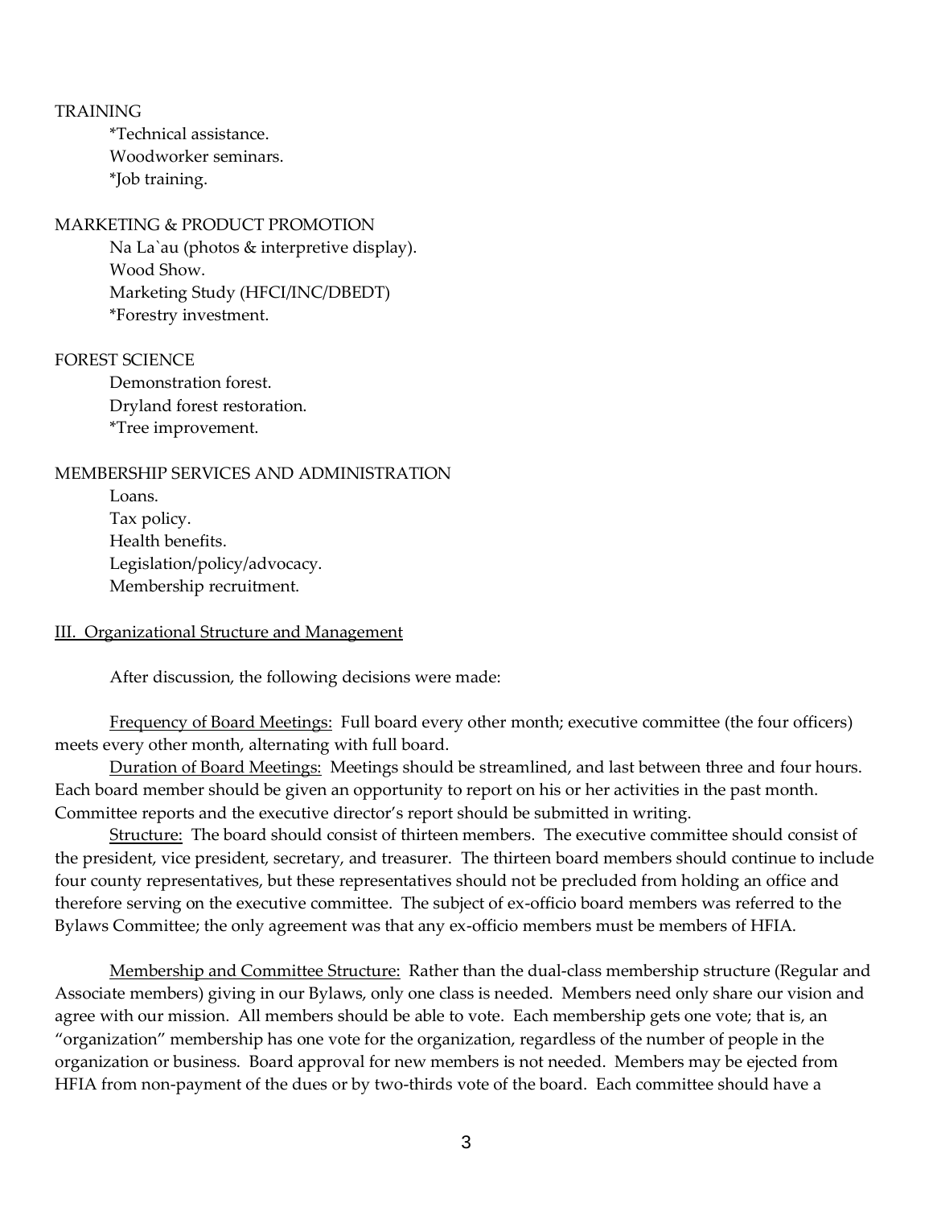TRAINING

*Technical assistance.
Woodworker seminars.
*Job training.

MARKETING & PRODUCT PROMOTION

Na La`au (photos & interpretive display).
Wood Show.
Marketing Study (HFCI/INC/DBEDT)
*Forestry investment.

FOREST SCIENCE

Demonstration forest.
Dryland forest restoration.
*Tree improvement.

MEMBERSHIP SERVICES AND ADMINISTRATION

Loans.
Tax policy.
Health benefits.
Legislation/policy/advocacy.
Membership recruitment.

## III. Organizational Structure and Management

After discussion, the following decisions were made:

Frequency of Board Meetings: Full board every other month; executive committee (the four officers) meets every other month, alternating with full board.

Duration of Board Meetings: Meetings should be streamlined, and last between three and four hours. Each board member should be given an opportunity to report on his or her activities in the past month. Committee reports and the executive director's report should be submitted in writing.

Structure: The board should consist of thirteen members. The executive committee should consist of the president, vice president, secretary, and treasurer. The thirteen board members should continue to include four county representatives, but these representatives should not be precluded from holding an office and therefore serving on the executive committee. The subject of ex-officio board members was referred to the Bylaws Committee; the only agreement was that any ex-officio members must be members of HFIA.

Membership and Committee Structure: Rather than the dual-class membership structure (Regular and Associate members) giving in our Bylaws, only one class is needed. Members need only share our vision and agree with our mission. All members should be able to vote. Each membership gets one vote; that is, an "organization" membership has one vote for the organization, regardless of the number of people in the organization or business. Board approval for new members is not needed. Members may be ejected from HFIA from non-payment of the dues or by two-thirds vote of the board. Each committee should have a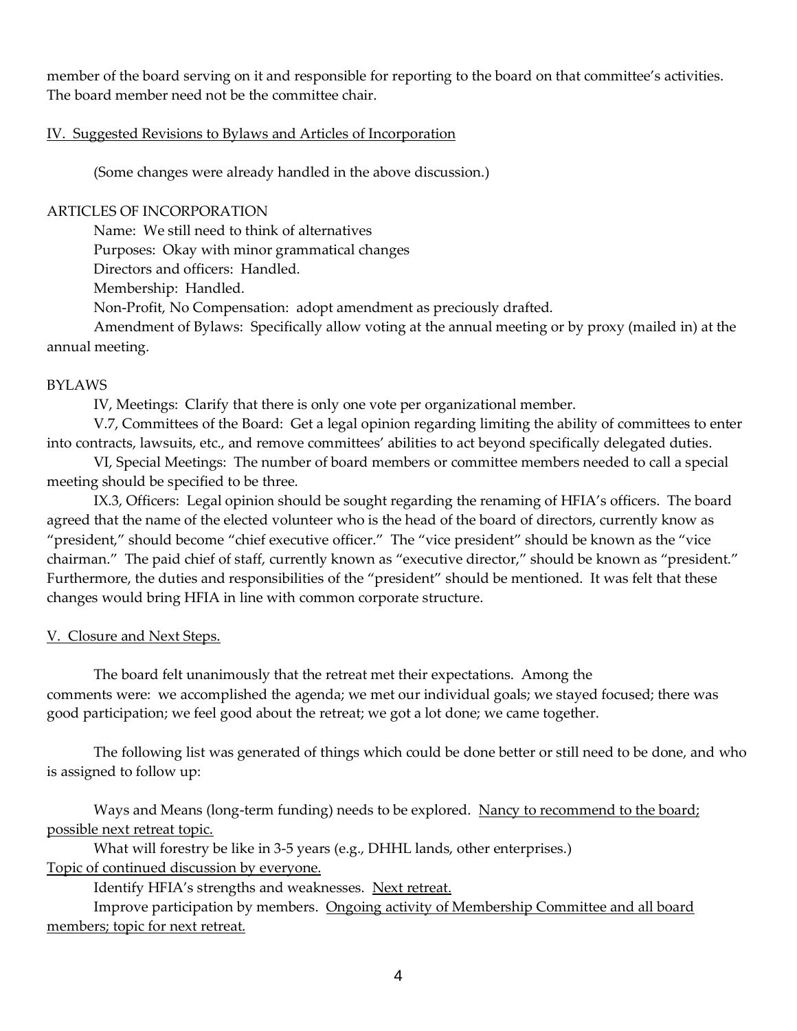member of the board serving on it and responsible for reporting to the board on that committee's activities. The board member need not be the committee chair.

<u>IV. Suggested Revisions to Bylaws and Articles of Incorporation</u>

(Some changes were already handled in the above discussion.)

ARTICLES OF INCORPORATION

Name: We still need to think of alternatives

Purposes: Okay with minor grammatical changes

Directors and officers: Handled.

Membership: Handled.

Non-Profit, No Compensation: adopt amendment as preciously drafted.

Amendment of Bylaws: Specifically allow voting at the annual meeting or by proxy (mailed in) at the annual meeting.

BYLAWS

IV, Meetings: Clarify that there is only one vote per organizational member.

V.7, Committees of the Board: Get a legal opinion regarding limiting the ability of committees to enter into contracts, lawsuits, etc., and remove committees' abilities to act beyond specifically delegated duties.

VI, Special Meetings: The number of board members or committee members needed to call a special meeting should be specified to be three.

IX.3, Officers: Legal opinion should be sought regarding the renaming of HFIA's officers. The board agreed that the name of the elected volunteer who is the head of the board of directors, currently know as "president," should become "chief executive officer." The "vice president" should be known as the "vice chairman." The paid chief of staff, currently known as "executive director," should be known as "president." Furthermore, the duties and responsibilities of the "president" should be mentioned. It was felt that these changes would bring HFIA in line with common corporate structure.

<u>V. Closure and Next Steps.</u>

The board felt unanimously that the retreat met their expectations. Among the comments were: we accomplished the agenda; we met our individual goals; we stayed focused; there was good participation; we feel good about the retreat; we got a lot done; we came together.

The following list was generated of things which could be done better or still need to be done, and who is assigned to follow up:

Ways and Means (long-term funding) needs to be explored. <u>Nancy to recommend to the board; possible next retreat topic.</u>

What will forestry be like in 3-5 years (e.g., DHHL lands, other enterprises.) <u>Topic of continued discussion by everyone.</u>

Identify HFIA's strengths and weaknesses. <u>Next retreat.</u>

Improve participation by members. <u>Ongoing activity of Membership Committee and all board members; topic for next retreat.</u>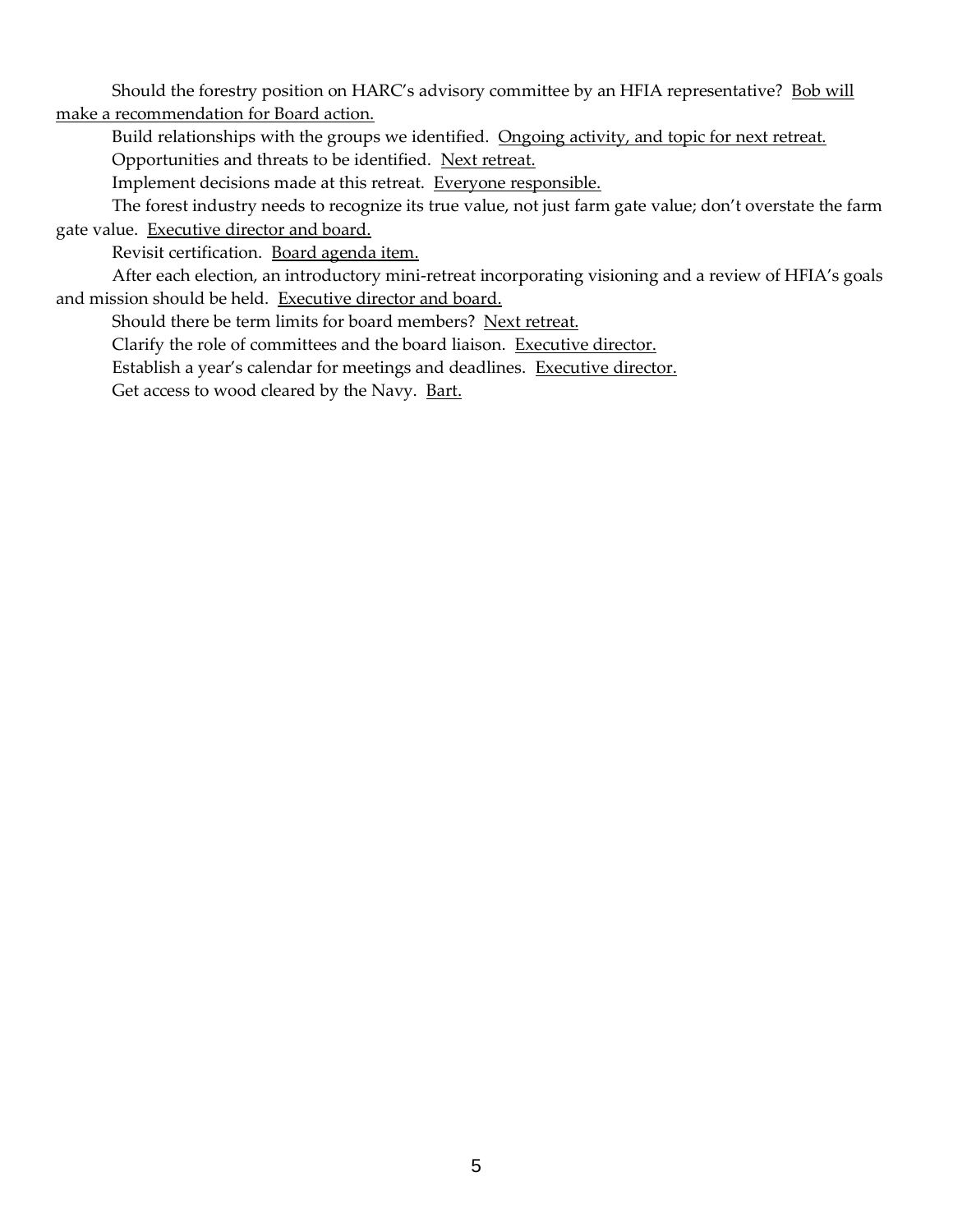Should the forestry position on HARC's advisory committee by an HFIA representative? <u>Bob will make a recommendation for Board action.</u>

Build relationships with the groups we identified. <u>Ongoing activity, and topic for next retreat.</u>

Opportunities and threats to be identified. <u>Next retreat.</u>

Implement decisions made at this retreat. <u>Everyone responsible.</u>

The forest industry needs to recognize its true value, not just farm gate value; don't overstate the farm gate value. <u>Executive director and board.</u>

Revisit certification. <u>Board agenda item.</u>

After each election, an introductory mini-retreat incorporating visioning and a review of HFIA's goals and mission should be held. <u>Executive director and board.</u>

Should there be term limits for board members? <u>Next retreat.</u>

Clarify the role of committees and the board liaison. <u>Executive director.</u>

Establish a year's calendar for meetings and deadlines. <u>Executive director.</u>

Get access to wood cleared by the Navy. <u>Bart.</u>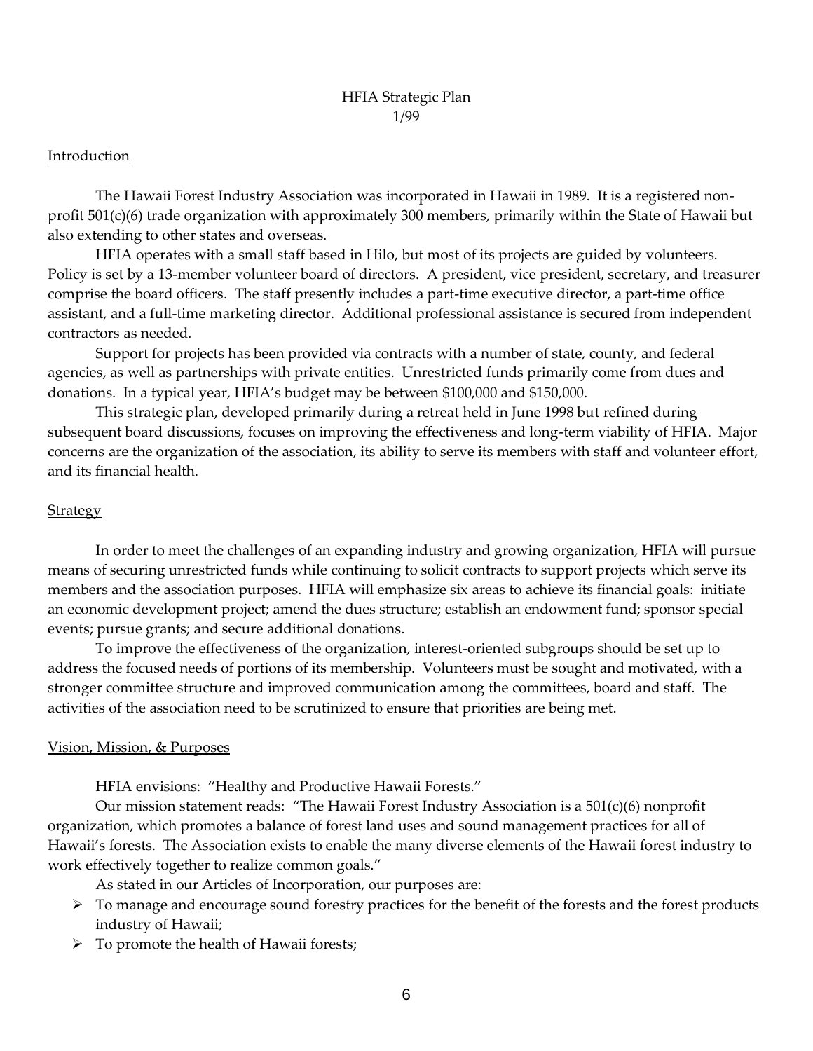# HFIA Strategic Plan
1/99

## Introduction

The Hawaii Forest Industry Association was incorporated in Hawaii in 1989. It is a registered non-profit 501(c)(6) trade organization with approximately 300 members, primarily within the State of Hawaii but also extending to other states and overseas.

HFIA operates with a small staff based in Hilo, but most of its projects are guided by volunteers. Policy is set by a 13-member volunteer board of directors. A president, vice president, secretary, and treasurer comprise the board officers. The staff presently includes a part-time executive director, a part-time office assistant, and a full-time marketing director. Additional professional assistance is secured from independent contractors as needed.

Support for projects has been provided via contracts with a number of state, county, and federal agencies, as well as partnerships with private entities. Unrestricted funds primarily come from dues and donations. In a typical year, HFIA's budget may be between $100,000 and $150,000.

This strategic plan, developed primarily during a retreat held in June 1998 but refined during subsequent board discussions, focuses on improving the effectiveness and long-term viability of HFIA. Major concerns are the organization of the association, its ability to serve its members with staff and volunteer effort, and its financial health.

## Strategy

In order to meet the challenges of an expanding industry and growing organization, HFIA will pursue means of securing unrestricted funds while continuing to solicit contracts to support projects which serve its members and the association purposes. HFIA will emphasize six areas to achieve its financial goals: initiate an economic development project; amend the dues structure; establish an endowment fund; sponsor special events; pursue grants; and secure additional donations.

To improve the effectiveness of the organization, interest-oriented subgroups should be set up to address the focused needs of portions of its membership. Volunteers must be sought and motivated, with a stronger committee structure and improved communication among the committees, board and staff. The activities of the association need to be scrutinized to ensure that priorities are being met.

## Vision, Mission, & Purposes

HFIA envisions: "Healthy and Productive Hawaii Forests."

Our mission statement reads: "The Hawaii Forest Industry Association is a 501(c)(6) nonprofit organization, which promotes a balance of forest land uses and sound management practices for all of Hawaii's forests. The Association exists to enable the many diverse elements of the Hawaii forest industry to work effectively together to realize common goals."

As stated in our Articles of Incorporation, our purposes are:

- To manage and encourage sound forestry practices for the benefit of the forests and the forest products industry of Hawaii;
- To promote the health of Hawaii forests;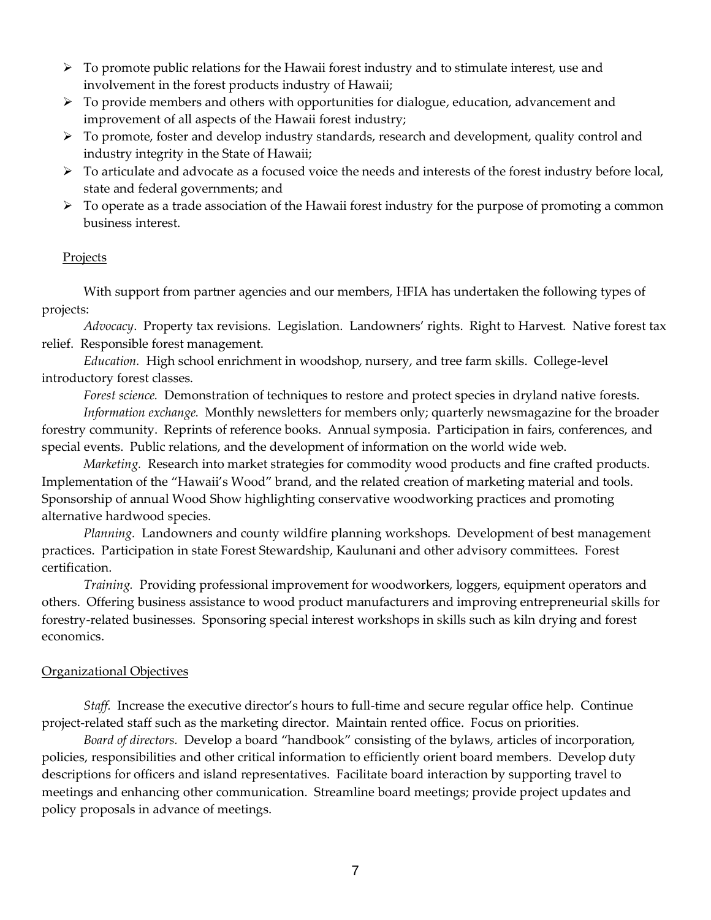- To promote public relations for the Hawaii forest industry and to stimulate interest, use and involvement in the forest products industry of Hawaii;
- To provide members and others with opportunities for dialogue, education, advancement and improvement of all aspects of the Hawaii forest industry;
- To promote, foster and develop industry standards, research and development, quality control and industry integrity in the State of Hawaii;
- To articulate and advocate as a focused voice the needs and interests of the forest industry before local, state and federal governments; and
- To operate as a trade association of the Hawaii forest industry for the purpose of promoting a common business interest.

Projects

With support from partner agencies and our members, HFIA has undertaken the following types of projects:

*Advocacy*. Property tax revisions. Legislation. Landowners' rights. Right to Harvest. Native forest tax relief. Responsible forest management.

*Education.* High school enrichment in woodshop, nursery, and tree farm skills. College-level introductory forest classes.

*Forest science.* Demonstration of techniques to restore and protect species in dryland native forests.

*Information exchange.* Monthly newsletters for members only; quarterly newsmagazine for the broader forestry community. Reprints of reference books. Annual symposia. Participation in fairs, conferences, and special events. Public relations, and the development of information on the world wide web.

*Marketing.* Research into market strategies for commodity wood products and fine crafted products. Implementation of the "Hawaii's Wood" brand, and the related creation of marketing material and tools. Sponsorship of annual Wood Show highlighting conservative woodworking practices and promoting alternative hardwood species.

*Planning.* Landowners and county wildfire planning workshops. Development of best management practices. Participation in state Forest Stewardship, Kaulunani and other advisory committees. Forest certification.

*Training.* Providing professional improvement for woodworkers, loggers, equipment operators and others. Offering business assistance to wood product manufacturers and improving entrepreneurial skills for forestry-related businesses. Sponsoring special interest workshops in skills such as kiln drying and forest economics.

Organizational Objectives

*Staff.* Increase the executive director's hours to full-time and secure regular office help. Continue project-related staff such as the marketing director. Maintain rented office. Focus on priorities.

*Board of directors.* Develop a board "handbook" consisting of the bylaws, articles of incorporation, policies, responsibilities and other critical information to efficiently orient board members. Develop duty descriptions for officers and island representatives. Facilitate board interaction by supporting travel to meetings and enhancing other communication. Streamline board meetings; provide project updates and policy proposals in advance of meetings.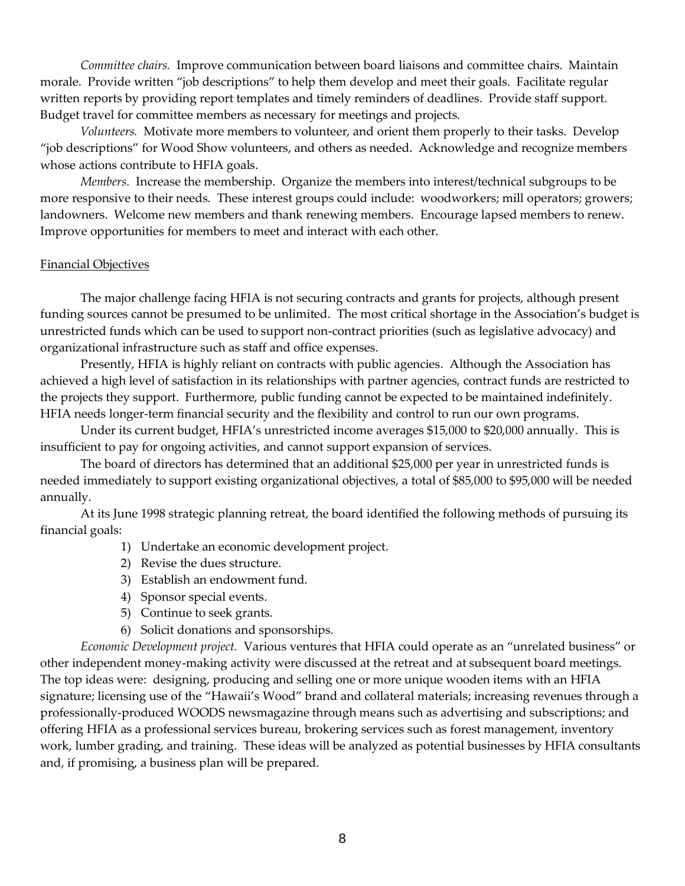*Committee chairs.* Improve communication between board liaisons and committee chairs. Maintain morale. Provide written "job descriptions" to help them develop and meet their goals. Facilitate regular written reports by providing report templates and timely reminders of deadlines. Provide staff support. Budget travel for committee members as necessary for meetings and projects.

*Volunteers.* Motivate more members to volunteer, and orient them properly to their tasks. Develop "job descriptions" for Wood Show volunteers, and others as needed. Acknowledge and recognize members whose actions contribute to HFIA goals.

*Members.* Increase the membership. Organize the members into interest/technical subgroups to be more responsive to their needs. These interest groups could include: woodworkers; mill operators; growers; landowners. Welcome new members and thank renewing members. Encourage lapsed members to renew. Improve opportunities for members to meet and interact with each other.

Financial Objectives

The major challenge facing HFIA is not securing contracts and grants for projects, although present funding sources cannot be presumed to be unlimited. The most critical shortage in the Association's budget is unrestricted funds which can be used to support non-contract priorities (such as legislative advocacy) and organizational infrastructure such as staff and office expenses.

Presently, HFIA is highly reliant on contracts with public agencies. Although the Association has achieved a high level of satisfaction in its relationships with partner agencies, contract funds are restricted to the projects they support. Furthermore, public funding cannot be expected to be maintained indefinitely. HFIA needs longer-term financial security and the flexibility and control to run our own programs.

Under its current budget, HFIA's unrestricted income averages $15,000 to $20,000 annually. This is insufficient to pay for ongoing activities, and cannot support expansion of services.

The board of directors has determined that an additional $25,000 per year in unrestricted funds is needed immediately to support existing organizational objectives, a total of $85,000 to $95,000 will be needed annually.

At its June 1998 strategic planning retreat, the board identified the following methods of pursuing its financial goals:

1) Undertake an economic development project.
2) Revise the dues structure.
3) Establish an endowment fund.
4) Sponsor special events.
5) Continue to seek grants.
6) Solicit donations and sponsorships.

*Economic Development project.* Various ventures that HFIA could operate as an "unrelated business" or other independent money-making activity were discussed at the retreat and at subsequent board meetings. The top ideas were: designing, producing and selling one or more unique wooden items with an HFIA signature; licensing use of the "Hawaii's Wood" brand and collateral materials; increasing revenues through a professionally-produced WOODS newsmagazine through means such as advertising and subscriptions; and offering HFIA as a professional services bureau, brokering services such as forest management, inventory work, lumber grading, and training. These ideas will be analyzed as potential businesses by HFIA consultants and, if promising, a business plan will be prepared.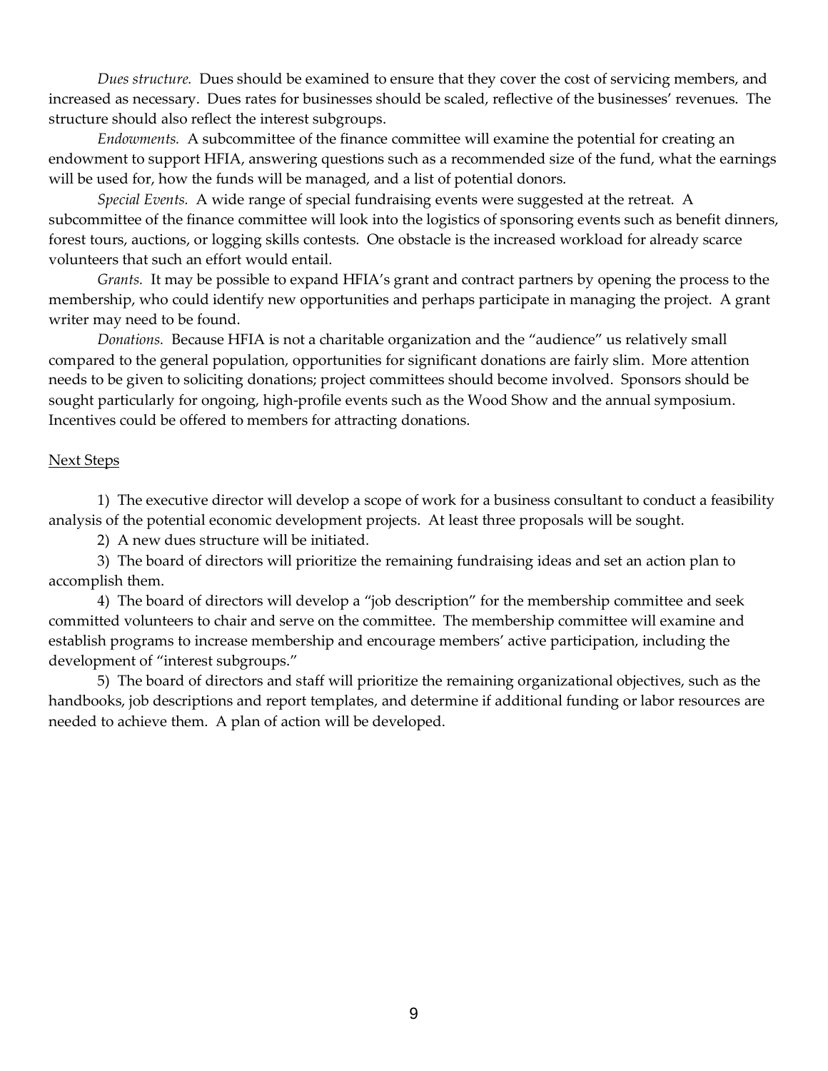*Dues structure.* Dues should be examined to ensure that they cover the cost of servicing members, and increased as necessary. Dues rates for businesses should be scaled, reflective of the businesses' revenues. The structure should also reflect the interest subgroups.

*Endowments.* A subcommittee of the finance committee will examine the potential for creating an endowment to support HFIA, answering questions such as a recommended size of the fund, what the earnings will be used for, how the funds will be managed, and a list of potential donors.

*Special Events.* A wide range of special fundraising events were suggested at the retreat. A subcommittee of the finance committee will look into the logistics of sponsoring events such as benefit dinners, forest tours, auctions, or logging skills contests. One obstacle is the increased workload for already scarce volunteers that such an effort would entail.

*Grants.* It may be possible to expand HFIA's grant and contract partners by opening the process to the membership, who could identify new opportunities and perhaps participate in managing the project. A grant writer may need to be found.

*Donations.* Because HFIA is not a charitable organization and the "audience" us relatively small compared to the general population, opportunities for significant donations are fairly slim. More attention needs to be given to soliciting donations; project committees should become involved. Sponsors should be sought particularly for ongoing, high-profile events such as the Wood Show and the annual symposium. Incentives could be offered to members for attracting donations.

<u>Next Steps</u>

1) The executive director will develop a scope of work for a business consultant to conduct a feasibility analysis of the potential economic development projects. At least three proposals will be sought.

2) A new dues structure will be initiated.

3) The board of directors will prioritize the remaining fundraising ideas and set an action plan to accomplish them.

4) The board of directors will develop a "job description" for the membership committee and seek committed volunteers to chair and serve on the committee. The membership committee will examine and establish programs to increase membership and encourage members' active participation, including the development of "interest subgroups."

5) The board of directors and staff will prioritize the remaining organizational objectives, such as the handbooks, job descriptions and report templates, and determine if additional funding or labor resources are needed to achieve them. A plan of action will be developed.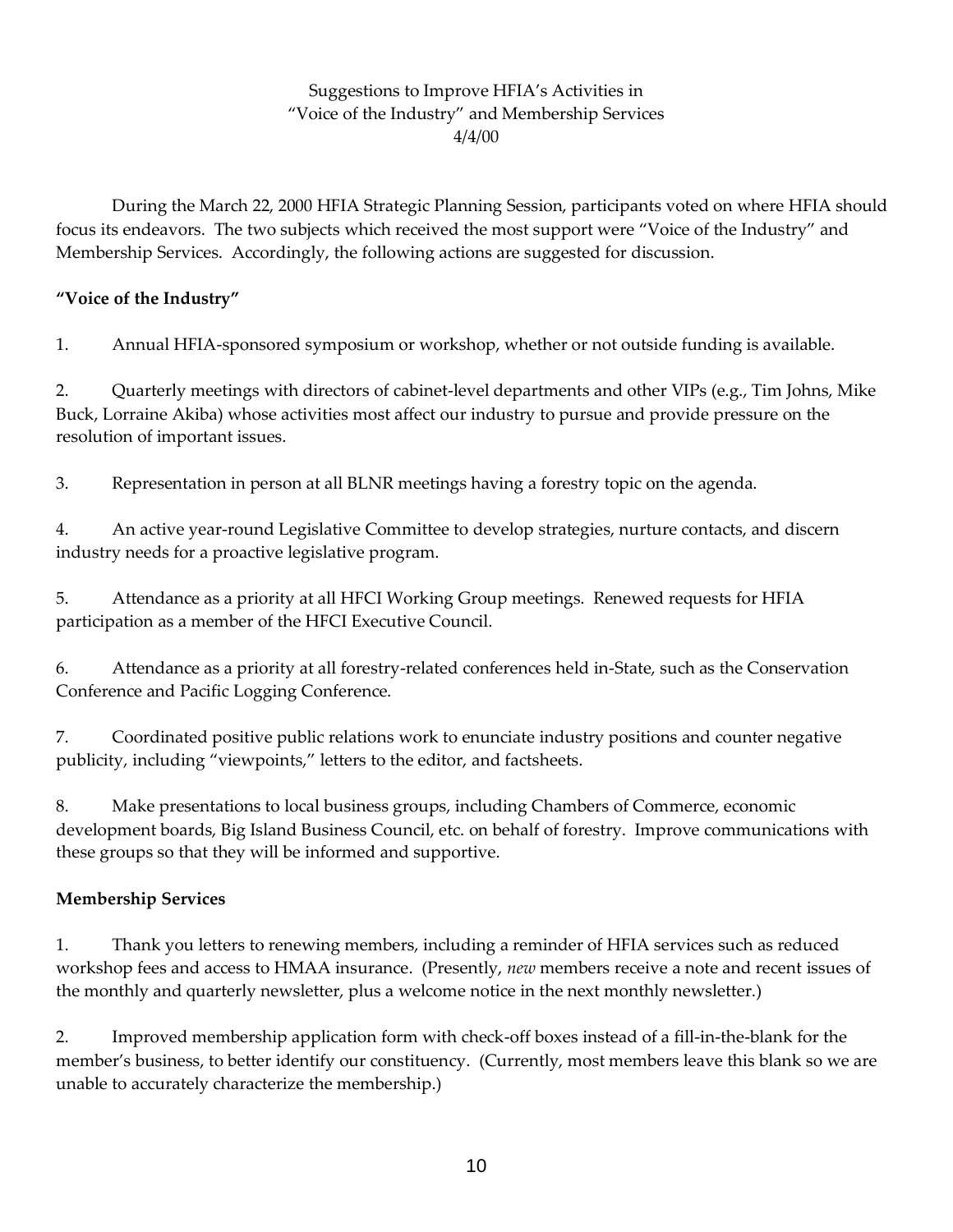Suggestions to Improve HFIA's Activities in
"Voice of the Industry" and Membership Services
4/4/00

During the March 22, 2000 HFIA Strategic Planning Session, participants voted on where HFIA should focus its endeavors. The two subjects which received the most support were "Voice of the Industry" and Membership Services. Accordingly, the following actions are suggested for discussion.

**"Voice of the Industry"**

1. Annual HFIA-sponsored symposium or workshop, whether or not outside funding is available.

2. Quarterly meetings with directors of cabinet-level departments and other VIPs (e.g., Tim Johns, Mike Buck, Lorraine Akiba) whose activities most affect our industry to pursue and provide pressure on the resolution of important issues.

3. Representation in person at all BLNR meetings having a forestry topic on the agenda.

4. An active year-round Legislative Committee to develop strategies, nurture contacts, and discern industry needs for a proactive legislative program.

5. Attendance as a priority at all HFCI Working Group meetings. Renewed requests for HFIA participation as a member of the HFCI Executive Council.

6. Attendance as a priority at all forestry-related conferences held in-State, such as the Conservation Conference and Pacific Logging Conference.

7. Coordinated positive public relations work to enunciate industry positions and counter negative publicity, including "viewpoints," letters to the editor, and factsheets.

8. Make presentations to local business groups, including Chambers of Commerce, economic development boards, Big Island Business Council, etc. on behalf of forestry. Improve communications with these groups so that they will be informed and supportive.

**Membership Services**

1. Thank you letters to renewing members, including a reminder of HFIA services such as reduced workshop fees and access to HMAA insurance. (Presently, *new* members receive a note and recent issues of the monthly and quarterly newsletter, plus a welcome notice in the next monthly newsletter.)

2. Improved membership application form with check-off boxes instead of a fill-in-the-blank for the member's business, to better identify our constituency. (Currently, most members leave this blank so we are unable to accurately characterize the membership.)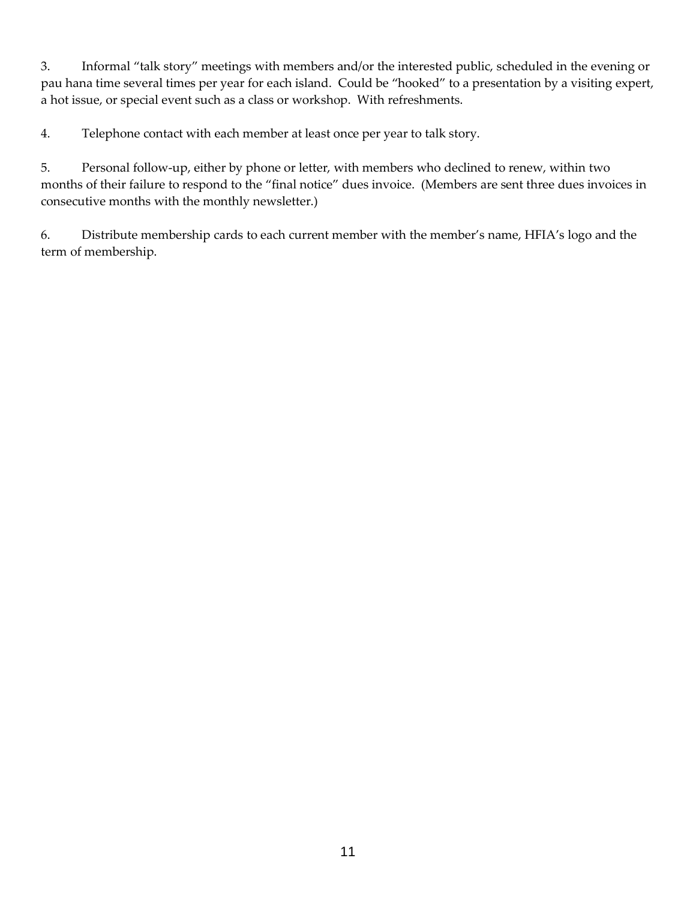3. Informal "talk story" meetings with members and/or the interested public, scheduled in the evening or pau hana time several times per year for each island. Could be "hooked" to a presentation by a visiting expert, a hot issue, or special event such as a class or workshop. With refreshments.

4. Telephone contact with each member at least once per year to talk story.

5. Personal follow-up, either by phone or letter, with members who declined to renew, within two months of their failure to respond to the "final notice" dues invoice. (Members are sent three dues invoices in consecutive months with the monthly newsletter.)

6. Distribute membership cards to each current member with the member's name, HFIA's logo and the term of membership.